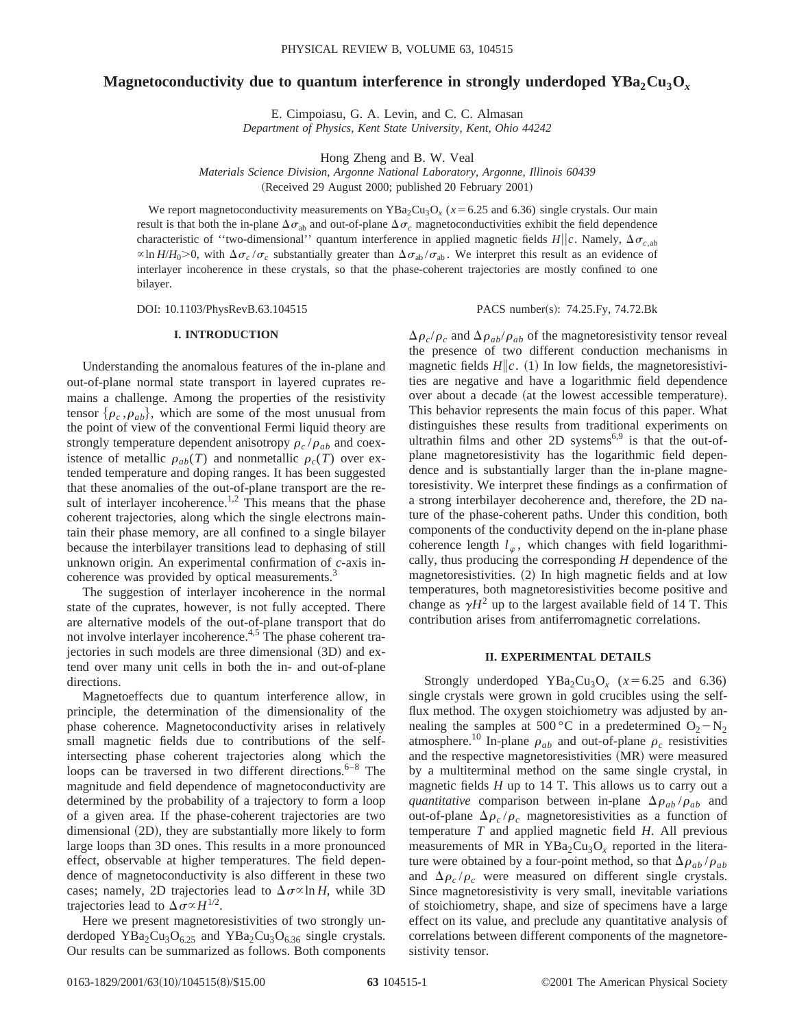# Magnetoconductivity due to quantum interference in strongly underdoped $YBa_2Cu_3O_x$

E. Cimpoiasu, G. A. Levin, and C. C. Almasan
*Department of Physics, Kent State University, Kent, Ohio 44242*

Hong Zheng and B. W. Veal
*Materials Science Division, Argonne National Laboratory, Argonne, Illinois 60439*
(Received 29 August 2000; published 20 February 2001)

We report magnetoconductivity measurements on $YBa_2Cu_3O_x$ ($x=6.25$ and 6.36) single crystals. Our main result is that both the in-plane $\Delta\sigma_{ab}$ and out-of-plane $\Delta\sigma_c$ magnetoconductivities exhibit the field dependence characteristic of "two-dimensional" quantum interference in applied magnetic fields $H\|c$. Namely, $\Delta\sigma_{c,ab} \propto \ln H/H_0 > 0$, with $\Delta\sigma_c/\sigma_c$ substantially greater than $\Delta\sigma_{ab}/\sigma_{ab}$. We interpret this result as an evidence of interlayer incoherence in these crystals, so that the phase-coherent trajectories are mostly confined to one bilayer.

DOI: 10.1103/PhysRevB.63.104515 PACS number(s): 74.25.Fy, 74.72.Bk

## I. INTRODUCTION

Understanding the anomalous features of the in-plane and out-of-plane normal state transport in layered cuprates remains a challenge. Among the properties of the resistivity tensor $\{\rho_c,\rho_{ab}\}$, which are some of the most unusual from the point of view of the conventional Fermi liquid theory are strongly temperature dependent anisotropy $\rho_c/\rho_{ab}$ and coexistence of metallic $\rho_{ab}(T)$ and nonmetallic $\rho_c(T)$ over extended temperature and doping ranges. It has been suggested that these anomalies of the out-of-plane transport are the result of interlayer incoherence.[1,2] This means that the phase coherent trajectories, along which the single electrons maintain their phase memory, are all confined to a single bilayer because the interbilayer transitions lead to dephasing of still unknown origin. An experimental confirmation of *c*-axis incoherence was provided by optical measurements.[3]

The suggestion of interlayer incoherence in the normal state of the cuprates, however, is not fully accepted. There are alternative models of the out-of-plane transport that do not involve interlayer incoherence.[4,5] The phase coherent trajectories in such models are three dimensional (3D) and extend over many unit cells in both the in- and out-of-plane directions.

Magnetoeffects due to quantum interference allow, in principle, the determination of the dimensionality of the phase coherence. Magnetoconductivity arises in relatively small magnetic fields due to contributions of the self-intersecting phase coherent trajectories along which the loops can be traversed in two different directions.[6–8] The magnitude and field dependence of magnetoconductivity are determined by the probability of a trajectory to form a loop of a given area. If the phase-coherent trajectories are two dimensional (2D), they are substantially more likely to form large loops than 3D ones. This results in a more pronounced effect, observable at higher temperatures. The field dependence of magnetoconductivity is also different in these two cases; namely, 2D trajectories lead to $\Delta\sigma\propto\ln H$, while 3D trajectories lead to $\Delta\sigma\propto H^{1/2}$.

Here we present magnetoresistivities of two strongly underdoped $YBa_2Cu_3O_{6.25}$ and $YBa_2Cu_3O_{6.36}$ single crystals. Our results can be summarized as follows. Both components $\Delta\rho_c/\rho_c$ and $\Delta\rho_{ab}/\rho_{ab}$ of the magnetoresistivity tensor reveal the presence of two different conduction mechanisms in magnetic fields $H\|c$. (1) In low fields, the magnetoresistivities are negative and have a logarithmic field dependence over about a decade (at the lowest accessible temperature). This behavior represents the main focus of this paper. What distinguishes these results from traditional experiments on ultrathin films and other 2D systems[6,9] is that the out-of-plane magnetoresistivity has the logarithmic field dependence and is substantially larger than the in-plane magnetoresistivity. We interpret these findings as a confirmation of a strong interbilayer decoherence and, therefore, the 2D nature of the phase-coherent paths. Under this condition, both components of the conductivity depend on the in-plane phase coherence length $l_\varphi$, which changes with field logarithmically, thus producing the corresponding $H$ dependence of the magnetoresistivities. (2) In high magnetic fields and at low temperatures, both magnetoresistivities become positive and change as $\gamma H^2$ up to the largest available field of 14 T. This contribution arises from antiferromagnetic correlations.

## II. EXPERIMENTAL DETAILS

Strongly underdoped $YBa_2Cu_3O_x$ ($x=6.25$ and 6.36) single crystals were grown in gold crucibles using the self-flux method. The oxygen stoichiometry was adjusted by annealing the samples at 500 °C in a predetermined $O_2-N_2$ atmosphere.[10] In-plane $\rho_{ab}$ and out-of-plane $\rho_c$ resistivities and the respective magnetoresistivities (MR) were measured by a multiterminal method on the same single crystal, in magnetic fields $H$ up to 14 T. This allows us to carry out a *quantitative* comparison between in-plane $\Delta\rho_{ab}/\rho_{ab}$ and out-of-plane $\Delta\rho_c/\rho_c$ magnetoresistivities as a function of temperature $T$ and applied magnetic field $H$. All previous measurements of MR in $YBa_2Cu_3O_x$ reported in the literature were obtained by a four-point method, so that $\Delta\rho_{ab}/\rho_{ab}$ and $\Delta\rho_c/\rho_c$ were measured on different single crystals. Since magnetoresistivity is very small, inevitable variations of stoichiometry, shape, and size of specimens have a large effect on its value, and preclude any quantitative analysis of correlations between different components of the magnetoresistivity tensor.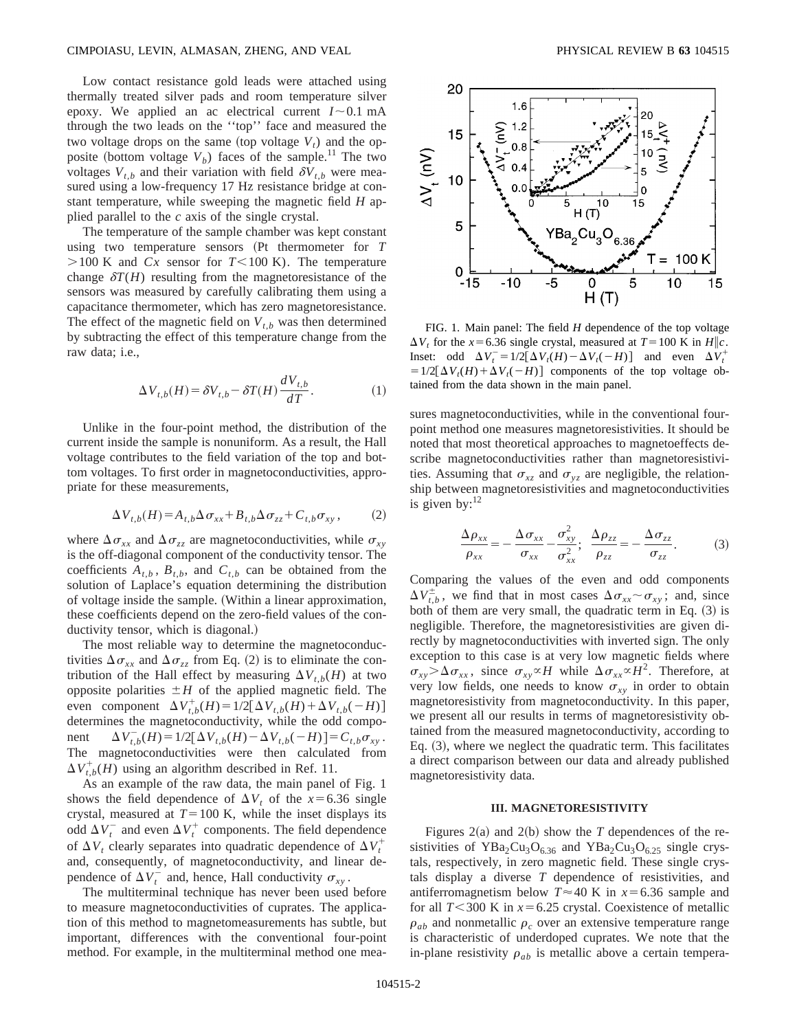Low contact resistance gold leads were attached using thermally treated silver pads and room temperature silver epoxy. We applied an ac electrical current $I \sim 0.1$ mA through the two leads on the ''top'' face and measured the two voltage drops on the same (top voltage $V_t$) and the opposite (bottom voltage $V_b$) faces of the sample.[11] The two voltages $V_{t,b}$ and their variation with field $\delta V_{t,b}$ were measured using a low-frequency 17 Hz resistance bridge at constant temperature, while sweeping the magnetic field $H$ applied parallel to the $c$ axis of the single crystal.

The temperature of the sample chamber was kept constant using two temperature sensors (Pt thermometer for $T > 100$ K and $Cx$ sensor for $T < 100$ K). The temperature change $\delta T(H)$ resulting from the magnetoresistance of the sensors was measured by carefully calibrating them using a capacitance thermometer, which has zero magnetoresistance. The effect of the magnetic field on $V_{t,b}$ was then determined by subtracting the effect of this temperature change from the raw data; i.e.,

$$\Delta V_{t,b}(H) = \delta V_{t,b} - \delta T(H) \frac{dV_{t,b}}{dT}. \tag{1}$$

Unlike in the four-point method, the distribution of the current inside the sample is nonuniform. As a result, the Hall voltage contributes to the field variation of the top and bottom voltages. To first order in magnetoconductivities, appropriate for these measurements,

$$\Delta V_{t,b}(H) = A_{t,b} \Delta \sigma_{xx} + B_{t,b} \Delta \sigma_{zz} + C_{t,b} \sigma_{xy}, \tag{2}$$

where $\Delta \sigma_{xx}$ and $\Delta \sigma_{zz}$ are magnetoconductivities, while $\sigma_{xy}$ is the off-diagonal component of the conductivity tensor. The coefficients $A_{t,b}$, $B_{t,b}$, and $C_{t,b}$ can be obtained from the solution of Laplace's equation determining the distribution of voltage inside the sample. (Within a linear approximation, these coefficients depend on the zero-field values of the conductivity tensor, which is diagonal.)

The most reliable way to determine the magnetoconductivities $\Delta \sigma_{xx}$ and $\Delta \sigma_{zz}$ from Eq. (2) is to eliminate the contribution of the Hall effect by measuring $\Delta V_{t,b}(H)$ at two opposite polarities $\pm H$ of the applied magnetic field. The even component $\Delta V^+_{t,b}(H) = 1/2[\Delta V_{t,b}(H) + \Delta V_{t,b}(-H)]$ determines the magnetoconductivity, while the odd component $\Delta V^-_{t,b}(H) = 1/2[\Delta V_{t,b}(H) - \Delta V_{t,b}(-H)] = C_{t,b}\sigma_{xy}$. The magnetoconductivities were then calculated from $\Delta V^+_{t,b}(H)$ using an algorithm described in Ref. 11.

As an example of the raw data, the main panel of Fig. 1 shows the field dependence of $\Delta V_t$ of the $x = 6.36$ single crystal, measured at $T = 100$ K, while the inset displays its odd $\Delta V^-_t$ and even $\Delta V^+_t$ components. The field dependence of $\Delta V_t$ clearly separates into quadratic dependence of $\Delta V^+_t$ and, consequently, of magnetoconductivity, and linear dependence of $\Delta V^-_t$ and, hence, Hall conductivity $\sigma_{xy}$.

The multiterminal technique has never been used before to measure magnetoconductivities of cuprates. The application of this method to magnetomeasurements has subtle, but important, differences with the conventional four-point method. For example, in the multiterminal method one measures magnetoconductivities, while in the conventional four-point method one measures magnetoresistivities. It should be noted that most theoretical approaches to magnetoeffects describe magnetoconductivities rather than magnetoresistivities. Assuming that $\sigma_{xz}$ and $\sigma_{yz}$ are negligible, the relationship between magnetoresistivities and magnetoconductivities is given by:[12]

$$\frac{\Delta \rho_{xx}}{\rho_{xx}} = -\frac{\Delta \sigma_{xx}}{\sigma_{xx}} - \frac{\sigma^2_{xy}}{\sigma^2_{xx}}; \quad \frac{\Delta \rho_{zz}}{\rho_{zz}} = -\frac{\Delta \sigma_{zz}}{\sigma_{zz}}. \tag{3}$$

FIG. 1. Main panel: The field $H$ dependence of the top voltage $\Delta V_t$ for the $x = 6.36$ single crystal, measured at $T = 100$ K in $H \| c$. Inset: odd $\Delta V^-_t = 1/2[\Delta V_t(H) - \Delta V_t(-H)]$ and even $\Delta V^+_t = 1/2[\Delta V_t(H) + \Delta V_t(-H)]$ components of the top voltage obtained from the data shown in the main panel.

Comparing the values of the even and odd components $\Delta V^{\pm}_{t,b}$, we find that in most cases $\Delta \sigma_{xx} \sim \sigma_{xy}$; and, since both of them are very small, the quadratic term in Eq. (3) is negligible. Therefore, the magnetoresistivities are given directly by magnetoconductivities with inverted sign. The only exception to this case is at very low magnetic fields where $\sigma_{xy} > \Delta \sigma_{xx}$, since $\sigma_{xy} \propto H$ while $\Delta \sigma_{xx} \propto H^2$. Therefore, at very low fields, one needs to know $\sigma_{xy}$ in order to obtain magnetoresistivity from magnetoconductivity. In this paper, we present all our results in terms of magnetoresistivity obtained from the measured magnetoconductivity, according to Eq. (3), where we neglect the quadratic term. This facilitates a direct comparison between our data and already published magnetoresistivity data.

## III. MAGNETORESISTIVITY

Figures 2(a) and 2(b) show the $T$ dependences of the resistivities of $YBa_2Cu_3O_{6.36}$ and $YBa_2Cu_3O_{6.25}$ single crystals, respectively, in zero magnetic field. These single crystals display a diverse $T$ dependence of resistivities, and antiferromagnetism below $T \approx 40$ K in $x = 6.36$ sample and for all $T < 300$ K in $x = 6.25$ crystal. Coexistence of metallic $\rho_{ab}$ and nonmetallic $\rho_c$ over an extensive temperature range is characteristic of underdoped cuprates. We note that the in-plane resistivity $\rho_{ab}$ is metallic above a certain tempera-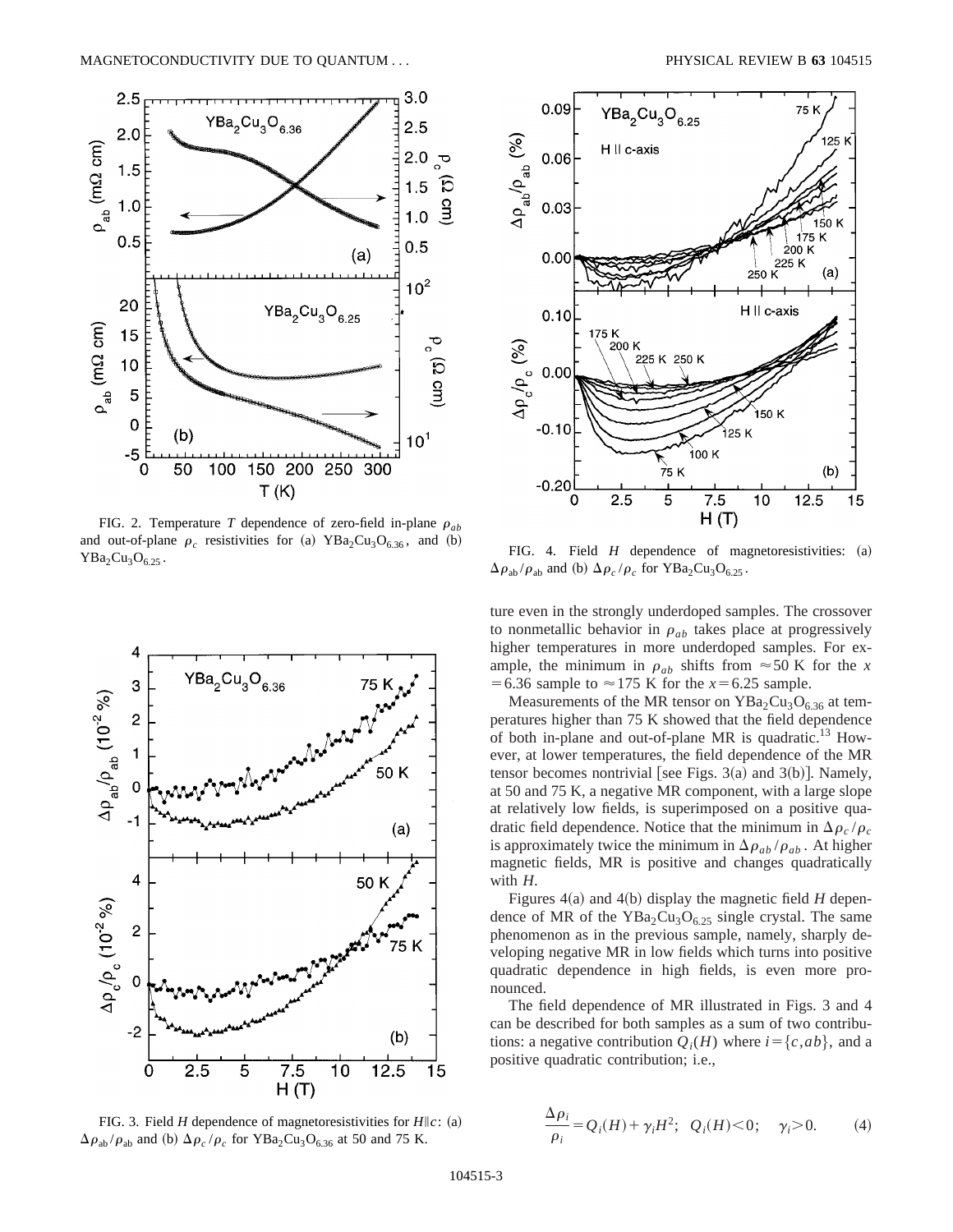FIG. 2. Temperature $T$ dependence of zero-field in-plane $\rho_{ab}$ and out-of-plane $\rho_c$ resistivities for (a) $YBa_2Cu_3O_{6.36}$, and (b) $YBa_2Cu_3O_{6.25}$.

FIG. 3. Field $H$ dependence of magnetoresistivities for $H \| c$: (a) $\Delta\rho_{ab}/\rho_{ab}$ and (b) $\Delta\rho_c/\rho_c$ for $YBa_2Cu_3O_{6.36}$ at 50 and 75 K.

FIG. 4. Field $H$ dependence of magnetoresistivities: (a) $\Delta\rho_{ab}/\rho_{ab}$ and (b) $\Delta\rho_c/\rho_c$ for $YBa_2Cu_3O_{6.25}$.

ture even in the strongly underdoped samples. The crossover to nonmetallic behavior in $\rho_{ab}$ takes place at progressively higher temperatures in more underdoped samples. For example, the minimum in $\rho_{ab}$ shifts from $\approx 50$ K for the $x = 6.36$ sample to $\approx 175$ K for the $x = 6.25$ sample.

Measurements of the MR tensor on $YBa_2Cu_3O_{6.36}$ at temperatures higher than 75 K showed that the field dependence of both in-plane and out-of-plane MR is quadratic.[13] However, at lower temperatures, the field dependence of the MR tensor becomes nontrivial [see Figs. 3(a) and 3(b)]. Namely, at 50 and 75 K, a negative MR component, with a large slope at relatively low fields, is superimposed on a positive quadratic field dependence. Notice that the minimum in $\Delta\rho_c/\rho_c$ is approximately twice the minimum in $\Delta\rho_{ab}/\rho_{ab}$. At higher magnetic fields, MR is positive and changes quadratically with $H$.

Figures 4(a) and 4(b) display the magnetic field $H$ dependence of MR of the $YBa_2Cu_3O_{6.25}$ single crystal. The same phenomenon as in the previous sample, namely, sharply developing negative MR in low fields which turns into positive quadratic dependence in high fields, is even more pronounced.

The field dependence of MR illustrated in Figs. 3 and 4 can be described for both samples as a sum of two contributions: a negative contribution $Q_i(H)$ where $i = \{c, ab\}$, and a positive quadratic contribution; i.e.,

$$\frac{\Delta\rho_i}{\rho_i} = Q_i(H) + \gamma_i H^2; \quad Q_i(H) < 0; \quad \gamma_i > 0. \tag{4}$$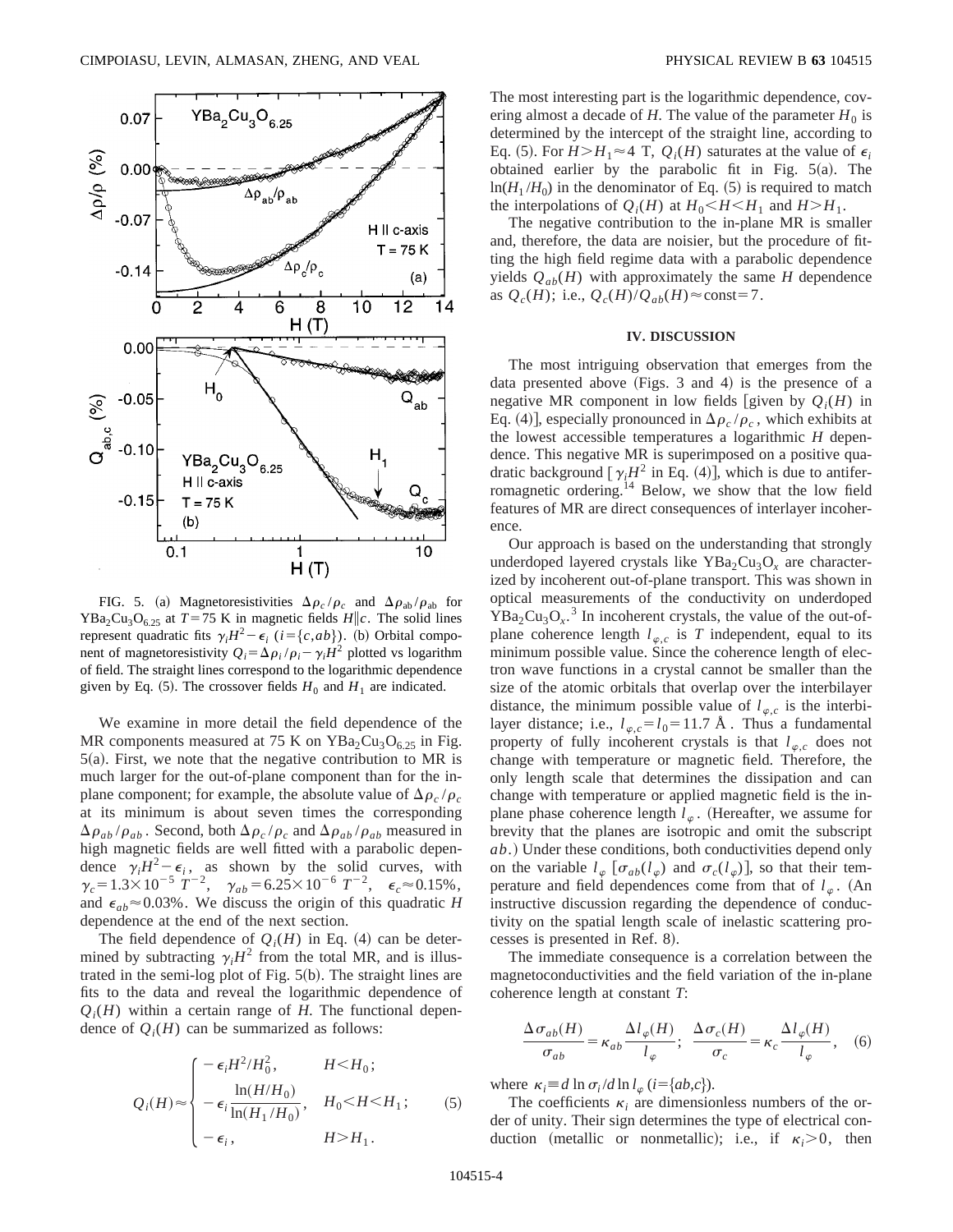FIG. 5. (a) Magnetoresistivities $\Delta\rho_c/\rho_c$ and $\Delta\rho_{ab}/\rho_{ab}$ for $YBa_2Cu_3O_{6.25}$ at $T=75$ K in magnetic fields $H\|c$. The solid lines represent quadratic fits $\gamma_i H^2-\epsilon_i$ ($i=\{c,ab\}$). (b) Orbital component of magnetoresistivity $Q_i=\Delta\rho_i/\rho_i-\gamma_i H^2$ plotted vs logarithm of field. The straight lines correspond to the logarithmic dependence given by Eq. (5). The crossover fields $H_0$ and $H_1$ are indicated.

We examine in more detail the field dependence of the MR components measured at 75 K on $YBa_2Cu_3O_{6.25}$ in Fig. 5(a). First, we note that the negative contribution to MR is much larger for the out-of-plane component than for the in-plane component; for example, the absolute value of $\Delta\rho_c/\rho_c$ at its minimum is about seven times the corresponding $\Delta\rho_{ab}/\rho_{ab}$. Second, both $\Delta\rho_c/\rho_c$ and $\Delta\rho_{ab}/\rho_{ab}$ measured in high magnetic fields are well fitted with a parabolic dependence $\gamma_i H^2-\epsilon_i$, as shown by the solid curves, with $\gamma_c=1.3\times10^{-5}\ T^{-2}$, $\gamma_{ab}=6.25\times10^{-6}\ T^{-2}$, $\epsilon_c\approx0.15\%$, and $\epsilon_{ab}\approx0.03\%$. We discuss the origin of this quadratic $H$ dependence at the end of the next section.

The field dependence of $Q_i(H)$ in Eq. (4) can be determined by subtracting $\gamma_i H^2$ from the total MR, and is illustrated in the semi-log plot of Fig. 5(b). The straight lines are fits to the data and reveal the logarithmic dependence of $Q_i(H)$ within a certain range of $H$. The functional dependence of $Q_i(H)$ can be summarized as follows:

$$Q_i(H)\approx\begin{cases}-\epsilon_i H^2/H_0^2, & H<H_0;\\ -\epsilon_i\dfrac{\ln(H/H_0)}{\ln(H_1/H_0)}, & H_0<H<H_1;\\ -\epsilon_i, & H>H_1.\end{cases}\qquad(5)$$

The most interesting part is the logarithmic dependence, covering almost a decade of $H$. The value of the parameter $H_0$ is determined by the intercept of the straight line, according to Eq. (5). For $H>H_1\approx4$ T, $Q_i(H)$ saturates at the value of $\epsilon_i$ obtained earlier by the parabolic fit in Fig. 5(a). The $\ln(H_1/H_0)$ in the denominator of Eq. (5) is required to match the interpolations of $Q_i(H)$ at $H_0<H<H_1$ and $H>H_1$.

The negative contribution to the in-plane MR is smaller and, therefore, the data are noisier, but the procedure of fitting the high field regime data with a parabolic dependence yields $Q_{ab}(H)$ with approximately the same $H$ dependence as $Q_c(H)$; i.e., $Q_c(H)/Q_{ab}(H)\approx\text{const}=7$.

## IV. DISCUSSION

The most intriguing observation that emerges from the data presented above (Figs. 3 and 4) is the presence of a negative MR component in low fields [given by $Q_i(H)$ in Eq. (4)], especially pronounced in $\Delta\rho_c/\rho_c$, which exhibits at the lowest accessible temperatures a logarithmic $H$ dependence. This negative MR is superimposed on a positive quadratic background [$\gamma_i H^2$ in Eq. (4)], which is due to antiferromagnetic ordering.[14] Below, we show that the low field features of MR are direct consequences of interlayer incoherence.

Our approach is based on the understanding that strongly underdoped layered crystals like $YBa_2Cu_3O_x$ are characterized by incoherent out-of-plane transport. This was shown in optical measurements of the conductivity on underdoped $YBa_2Cu_3O_x$.[3] In incoherent crystals, the value of the out-of-plane coherence length $l_{\varphi,c}$ is $T$ independent, equal to its minimum possible value. Since the coherence length of electron wave functions in a crystal cannot be smaller than the size of the atomic orbitals that overlap over the interbilayer distance, the minimum possible value of $l_{\varphi,c}$ is the interbilayer distance; i.e., $l_{\varphi,c}=l_0=11.7$ Å. Thus a fundamental property of fully incoherent crystals is that $l_{\varphi,c}$ does not change with temperature or magnetic field. Therefore, the only length scale that determines the dissipation and can change with temperature or applied magnetic field is the in-plane phase coherence length $l_\varphi$. (Hereafter, we assume for brevity that the planes are isotropic and omit the subscript $ab$.) Under these conditions, both conductivities depend only on the variable $l_\varphi$ [$\sigma_{ab}(l_\varphi)$ and $\sigma_c(l_\varphi)$], so that their temperature and field dependences come from that of $l_\varphi$. (An instructive discussion regarding the dependence of conductivity on the spatial length scale of inelastic scattering processes is presented in Ref. 8).

The immediate consequence is a correlation between the magnetoconductivities and the field variation of the in-plane coherence length at constant $T$:

$$\frac{\Delta\sigma_{ab}(H)}{\sigma_{ab}}=\kappa_{ab}\frac{\Delta l_\varphi(H)}{l_\varphi};\quad\frac{\Delta\sigma_c(H)}{\sigma_c}=\kappa_c\frac{\Delta l_\varphi(H)}{l_\varphi},\quad(6)$$

where $\kappa_i\equiv d\ln\sigma_i/d\ln l_\varphi$ ($i=\{ab,c\}$).

The coefficients $\kappa_i$ are dimensionless numbers of the order of unity. Their sign determines the type of electrical conduction (metallic or nonmetallic); i.e., if $\kappa_i>0$, then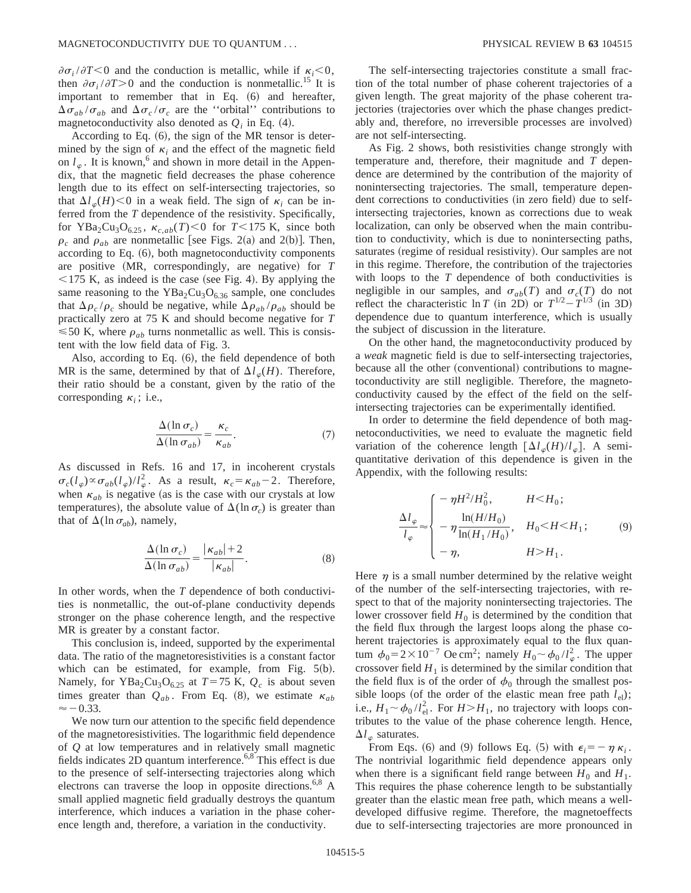$\partial\sigma_i/\partial T<0$ and the conduction is metallic, while if $\kappa_i<0$, then $\partial\sigma_i/\partial T>0$ and the conduction is nonmetallic.[15] It is important to remember that in Eq. (6) and hereafter, $\Delta\sigma_{ab}/\sigma_{ab}$ and $\Delta\sigma_c/\sigma_c$ are the "orbital" contributions to magnetoconductivity also denoted as $Q_i$ in Eq. (4).

According to Eq. (6), the sign of the MR tensor is determined by the sign of $\kappa_i$ and the effect of the magnetic field on $l_\varphi$. It is known,[6] and shown in more detail in the Appendix, that the magnetic field decreases the phase coherence length due to its effect on self-intersecting trajectories, so that $\Delta l_\varphi(H)<0$ in a weak field. The sign of $\kappa_i$ can be inferred from the $T$ dependence of the resistivity. Specifically, for $YBa_2Cu_3O_{6.25}$, $\kappa_{c,ab}(T)<0$ for $T<175$ K, since both $\rho_c$ and $\rho_{ab}$ are nonmetallic [see Figs. 2(a) and 2(b)]. Then, according to Eq. (6), both magnetoconductivity components are positive (MR, correspondingly, are negative) for $T<175$ K, as indeed is the case (see Fig. 4). By applying the same reasoning to the $YBa_2Cu_3O_{6.36}$ sample, one concludes that $\Delta\rho_c/\rho_c$ should be negative, while $\Delta\rho_{ab}/\rho_{ab}$ should be practically zero at 75 K and should become negative for $T\leqslant 50$ K, where $\rho_{ab}$ turns nonmetallic as well. This is consistent with the low field data of Fig. 3.

Also, according to Eq. (6), the field dependence of both MR is the same, determined by that of $\Delta l_\varphi(H)$. Therefore, their ratio should be a constant, given by the ratio of the corresponding $\kappa_i$; i.e.,

$$\frac{\Delta(\ln\sigma_c)}{\Delta(\ln\sigma_{ab})}=\frac{\kappa_c}{\kappa_{ab}}. \tag{7}$$

As discussed in Refs. 16 and 17, in incoherent crystals $\sigma_c(l_\varphi)\propto\sigma_{ab}(l_\varphi)/l_\varphi^2$. As a result, $\kappa_c=\kappa_{ab}-2$. Therefore, when $\kappa_{ab}$ is negative (as is the case with our crystals at low temperatures), the absolute value of $\Delta(\ln\sigma_c)$ is greater than that of $\Delta(\ln\sigma_{ab})$, namely,

$$\frac{\Delta(\ln\sigma_c)}{\Delta(\ln\sigma_{ab})}=\frac{|\kappa_{ab}|+2}{|\kappa_{ab}|}. \tag{8}$$

In other words, when the $T$ dependence of both conductivities is nonmetallic, the out-of-plane conductivity depends stronger on the phase coherence length, and the respective MR is greater by a constant factor.

This conclusion is, indeed, supported by the experimental data. The ratio of the magnetoresistivities is a constant factor which can be estimated, for example, from Fig. 5(b). Namely, for $YBa_2Cu_3O_{6.25}$ at $T=75$ K, $Q_c$ is about seven times greater than $Q_{ab}$. From Eq. (8), we estimate $\kappa_{ab}\approx-0.33$.

We now turn our attention to the specific field dependence of the magnetoresistivities. The logarithmic field dependence of $Q$ at low temperatures and in relatively small magnetic fields indicates 2D quantum interference.[6,8] This effect is due to the presence of self-intersecting trajectories along which electrons can traverse the loop in opposite directions.[6,8] A small applied magnetic field gradually destroys the quantum interference, which induces a variation in the phase coherence length and, therefore, a variation in the conductivity.

The self-intersecting trajectories constitute a small fraction of the total number of phase coherent trajectories of a given length. The great majority of the phase coherent trajectories (trajectories over which the phase changes predictably and, therefore, no irreversible processes are involved) are not self-intersecting.

As Fig. 2 shows, both resistivities change strongly with temperature and, therefore, their magnitude and $T$ dependence are determined by the contribution of the majority of nonintersecting trajectories. The small, temperature dependent corrections to conductivities (in zero field) due to self-intersecting trajectories, known as corrections due to weak localization, can only be observed when the main contribution to conductivity, which is due to nonintersecting paths, saturates (regime of residual resistivity). Our samples are not in this regime. Therefore, the contribution of the trajectories with loops to the $T$ dependence of both conductivities is negligible in our samples, and $\sigma_{ab}(T)$ and $\sigma_c(T)$ do not reflect the characteristic $\ln T$ (in 2D) or $T^{1/2}-T^{1/3}$ (in 3D) dependence due to quantum interference, which is usually the subject of discussion in the literature.

On the other hand, the magnetoconductivity produced by a *weak* magnetic field is due to self-intersecting trajectories, because all the other (conventional) contributions to magnetoconductivity are still negligible. Therefore, the magnetoconductivity caused by the effect of the field on the self-intersecting trajectories can be experimentally identified.

In order to determine the field dependence of both magnetoconductivities, we need to evaluate the magnetic field variation of the coherence length $[\Delta l_\varphi(H)/l_\varphi]$. A semiquantitative derivation of this dependence is given in the Appendix, with the following results:

$$\frac{\Delta l_\varphi}{l_\varphi}\approx\begin{cases}-\eta H^2/H_0^2, & H<H_0;\\ -\eta\dfrac{\ln(H/H_0)}{\ln(H_1/H_0)}, & H_0<H<H_1;\\ -\eta, & H>H_1.\end{cases} \tag{9}$$

Here $\eta$ is a small number determined by the relative weight of the number of the self-intersecting trajectories, with respect to that of the majority nonintersecting trajectories. The lower crossover field $H_0$ is determined by the condition that the field flux through the largest loops along the phase coherent trajectories is approximately equal to the flux quantum $\phi_0=2\times10^{-7}$ Oe cm$^2$; namely $H_0\sim\phi_0/l_\varphi^2$. The upper crossover field $H_1$ is determined by the similar condition that the field flux is of the order of $\phi_0$ through the smallest possible loops (of the order of the elastic mean free path $l_{\rm el}$); i.e., $H_1\sim\phi_0/l_{\rm el}^2$. For $H>H_1$, no trajectory with loops contributes to the value of the phase coherence length. Hence, $\Delta l_\varphi$ saturates.

From Eqs. (6) and (9) follows Eq. (5) with $\epsilon_i=-\eta\kappa_i$. The nontrivial logarithmic field dependence appears only when there is a significant field range between $H_0$ and $H_1$. This requires the phase coherence length to be substantially greater than the elastic mean free path, which means a well-developed diffusive regime. Therefore, the magnetoeffects due to self-intersecting trajectories are more pronounced in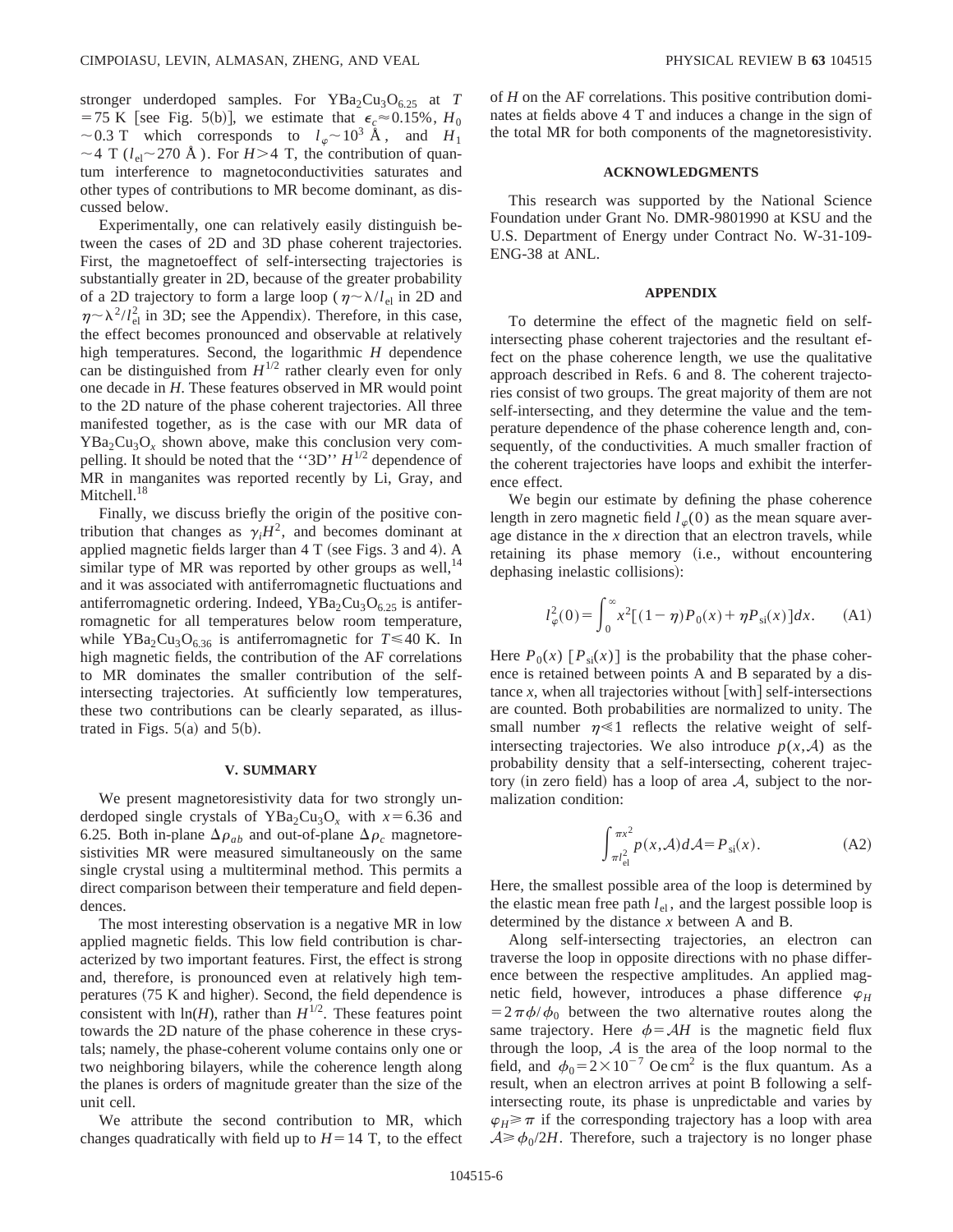stronger underdoped samples. For $YBa_2Cu_3O_{6.25}$ at $T = 75$ K [see Fig. 5(b)], we estimate that $\epsilon_c \approx 0.15\%$, $H_0 \sim 0.3$ T which corresponds to $l_\varphi \sim 10^3$ Å, and $H_1 \sim 4$ T ($l_{el} \sim 270$ Å). For $H > 4$ T, the contribution of quantum interference to magnetoconductivities saturates and other types of contributions to MR become dominant, as discussed below.

Experimentally, one can relatively easily distinguish between the cases of 2D and 3D phase coherent trajectories. First, the magnetoeffect of self-intersecting trajectories is substantially greater in 2D, because of the greater probability of a 2D trajectory to form a large loop ($\eta \sim \lambda / l_{el}$ in 2D and $\eta \sim \lambda^2 / l_{el}^2$ in 3D; see the Appendix). Therefore, in this case, the effect becomes pronounced and observable at relatively high temperatures. Second, the logarithmic $H$ dependence can be distinguished from $H^{1/2}$ rather clearly even for only one decade in $H$. These features observed in MR would point to the 2D nature of the phase coherent trajectories. All three manifested together, as is the case with our MR data of $YBa_2Cu_3O_x$ shown above, make this conclusion very compelling. It should be noted that the ''3D'' $H^{1/2}$ dependence of MR in manganites was reported recently by Li, Gray, and Mitchell.[18]

Finally, we discuss briefly the origin of the positive contribution that changes as $\gamma_i H^2$, and becomes dominant at applied magnetic fields larger than 4 T (see Figs. 3 and 4). A similar type of MR was reported by other groups as well,[14] and it was associated with antiferromagnetic fluctuations and antiferromagnetic ordering. Indeed, $YBa_2Cu_3O_{6.25}$ is antiferromagnetic for all temperatures below room temperature, while $YBa_2Cu_3O_{6.36}$ is antiferromagnetic for $T \leqslant 40$ K. In high magnetic fields, the contribution of the AF correlations to MR dominates the smaller contribution of the self-intersecting trajectories. At sufficiently low temperatures, these two contributions can be clearly separated, as illustrated in Figs. 5(a) and 5(b).

## V. SUMMARY

We present magnetoresistivity data for two strongly underdoped single crystals of $YBa_2Cu_3O_x$ with $x = 6.36$ and 6.25. Both in-plane $\Delta\rho_{ab}$ and out-of-plane $\Delta\rho_c$ magnetoresistivities MR were measured simultaneously on the same single crystal using a multiterminal method. This permits a direct comparison between their temperature and field dependences.

The most interesting observation is a negative MR in low applied magnetic fields. This low field contribution is characterized by two important features. First, the effect is strong and, therefore, is pronounced even at relatively high temperatures (75 K and higher). Second, the field dependence is consistent with ln($H$), rather than $H^{1/2}$. These features point towards the 2D nature of the phase coherence in these crystals; namely, the phase-coherent volume contains only one or two neighboring bilayers, while the coherence length along the planes is orders of magnitude greater than the size of the unit cell.

We attribute the second contribution to MR, which changes quadratically with field up to $H = 14$ T, to the effect of $H$ on the AF correlations. This positive contribution dominates at fields above 4 T and induces a change in the sign of the total MR for both components of the magnetoresistivity.

## ACKNOWLEDGMENTS

This research was supported by the National Science Foundation under Grant No. DMR-9801990 at KSU and the U.S. Department of Energy under Contract No. W-31-109-ENG-38 at ANL.

## APPENDIX

To determine the effect of the magnetic field on self-intersecting phase coherent trajectories and the resultant effect on the phase coherence length, we use the qualitative approach described in Refs. 6 and 8. The coherent trajectories consist of two groups. The great majority of them are not self-intersecting, and they determine the value and the temperature dependence of the phase coherence length and, consequently, of the conductivities. A much smaller fraction of the coherent trajectories have loops and exhibit the interference effect.

We begin our estimate by defining the phase coherence length in zero magnetic field $l_\varphi(0)$ as the mean square average distance in the $x$ direction that an electron travels, while retaining its phase memory (i.e., without encountering dephasing inelastic collisions):

$$l_\varphi^2(0) = \int_0^\infty x^2 [(1-\eta) P_0(x) + \eta P_{si}(x)] dx. \tag{A1}$$

Here $P_0(x)$ [$P_{si}(x)$] is the probability that the phase coherence is retained between points A and B separated by a distance $x$, when all trajectories without [with] self-intersections are counted. Both probabilities are normalized to unity. The small number $\eta \ll 1$ reflects the relative weight of self-intersecting trajectories. We also introduce $p(x, \mathcal{A})$ as the probability density that a self-intersecting, coherent trajectory (in zero field) has a loop of area $\mathcal{A}$, subject to the normalization condition:

$$\int_{\pi l_{el}^2}^{\pi x^2} p(x, \mathcal{A}) d\mathcal{A} = P_{si}(x). \tag{A2}$$

Here, the smallest possible area of the loop is determined by the elastic mean free path $l_{el}$, and the largest possible loop is determined by the distance $x$ between A and B.

Along self-intersecting trajectories, an electron can traverse the loop in opposite directions with no phase difference between the respective amplitudes. An applied magnetic field, however, introduces a phase difference $\varphi_H = 2\pi\phi/\phi_0$ between the two alternative routes along the same trajectory. Here $\phi = \mathcal{A}H$ is the magnetic field flux through the loop, $\mathcal{A}$ is the area of the loop normal to the field, and $\phi_0 = 2 \times 10^{-7}$ Oe cm$^2$ is the flux quantum. As a result, when an electron arrives at point B following a self-intersecting route, its phase is unpredictable and varies by $\varphi_H \geqslant \pi$ if the corresponding trajectory has a loop with area $\mathcal{A} \geqslant \phi_0 / 2H$. Therefore, such a trajectory is no longer phase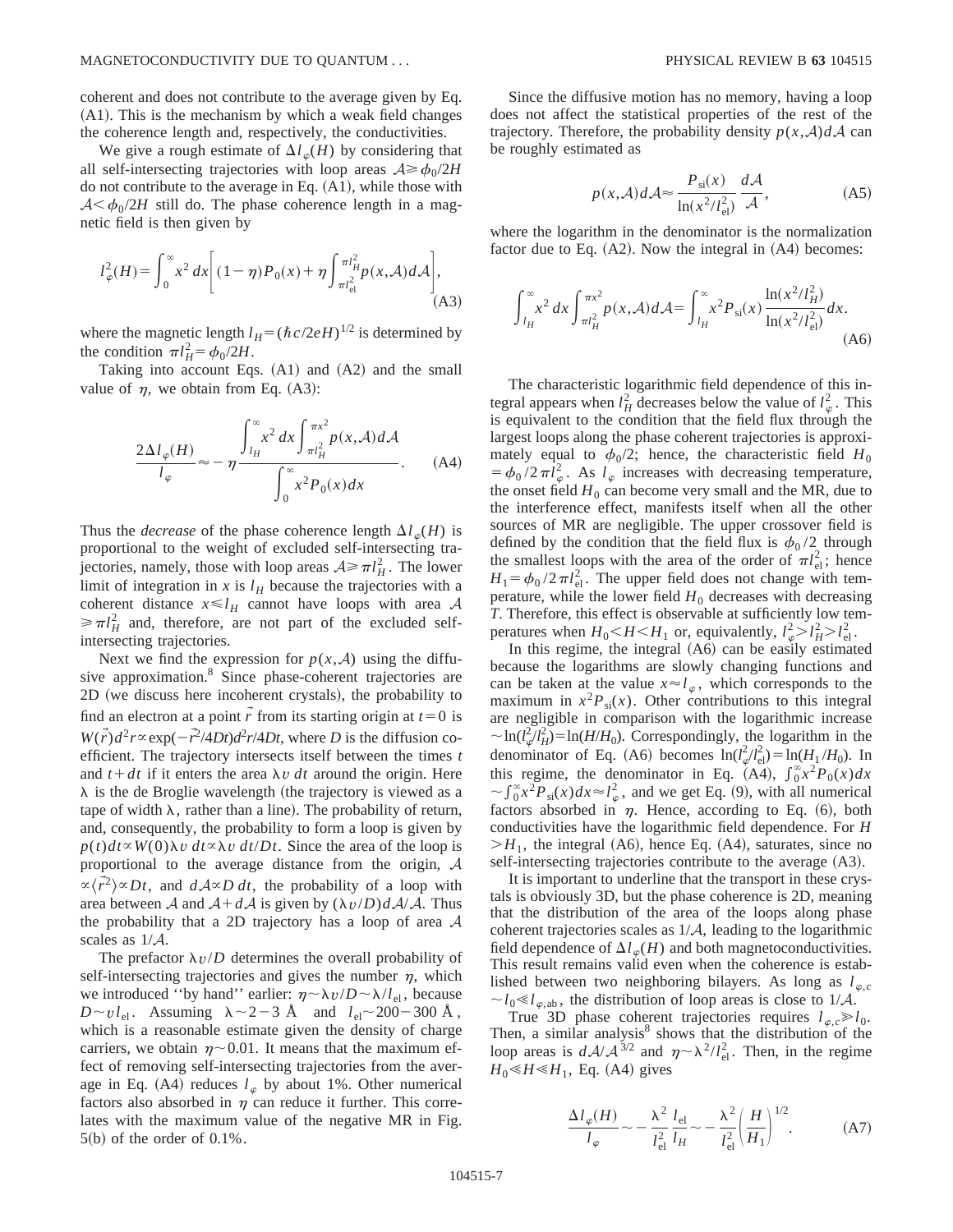coherent and does not contribute to the average given by Eq. (A1). This is the mechanism by which a weak field changes the coherence length and, respectively, the conductivities.

We give a rough estimate of $\Delta l_\varphi(H)$ by considering that all self-intersecting trajectories with loop areas $\mathcal{A} \geq \phi_0/2H$ do not contribute to the average in Eq. (A1), while those with $\mathcal{A} < \phi_0/2H$ still do. The phase coherence length in a magnetic field is then given by

$$l_\varphi^2(H) = \int_0^\infty x^2\, dx \left[ (1-\eta) P_0(x) + \eta \int_{\pi l_{\mathrm{el}}^2}^{\pi l_H^2} p(x,\mathcal{A}) d\mathcal{A} \right], \tag{A3}$$

where the magnetic length $l_H = (\hbar c/2eH)^{1/2}$ is determined by the condition $\pi l_H^2 = \phi_0/2H$.

Taking into account Eqs. (A1) and (A2) and the small value of $\eta$, we obtain from Eq. (A3):

$$\frac{2\Delta l_\varphi(H)}{l_\varphi} \approx -\eta \frac{\int_{l_H}^\infty x^2\, dx \int_{\pi l_H^2}^{\pi x^2} p(x,\mathcal{A}) d\mathcal{A}}{\int_0^\infty x^2 P_0(x) dx}. \tag{A4}$$

Thus the *decrease* of the phase coherence length $\Delta l_\varphi(H)$ is proportional to the weight of excluded self-intersecting trajectories, namely, those with loop areas $\mathcal{A} \geq \pi l_H^2$. The lower limit of integration in $x$ is $l_H$ because the trajectories with a coherent distance $x \leq l_H$ cannot have loops with area $\mathcal{A} \geq \pi l_H^2$ and, therefore, are not part of the excluded self-intersecting trajectories.

Next we find the expression for $p(x,\mathcal{A})$ using the diffusive approximation.[8] Since phase-coherent trajectories are 2D (we discuss here incoherent crystals), the probability to find an electron at a point $\vec{r}$ from its starting origin at $t=0$ is $W(\vec{r}) d^2r \propto \exp(-\vec{r}^2/4Dt) d^2r/4Dt$, where $D$ is the diffusion coefficient. The trajectory intersects itself between the times $t$ and $t+dt$ if it enters the area $\lambda v\, dt$ around the origin. Here $\lambda$ is the de Broglie wavelength (the trajectory is viewed as a tape of width $\lambda$, rather than a line). The probability of return, and, consequently, the probability to form a loop is given by $p(t)dt \propto W(0)\lambda v\, dt \propto \lambda v\, dt/Dt$. Since the area of the loop is proportional to the average distance from the origin, $\mathcal{A} \propto \langle \vec{r}^2 \rangle \propto Dt$, and $d\mathcal{A} \propto D\, dt$, the probability of a loop with area between $\mathcal{A}$ and $\mathcal{A}+d\mathcal{A}$ is given by $(\lambda v/D) d\mathcal{A}/\mathcal{A}$. Thus the probability that a 2D trajectory has a loop of area $\mathcal{A}$ scales as $1/\mathcal{A}$.

The prefactor $\lambda v/D$ determines the overall probability of self-intersecting trajectories and gives the number $\eta$, which we introduced "by hand" earlier: $\eta \sim \lambda v/D \sim \lambda/l_{\mathrm{el}}$, because $D \sim v l_{\mathrm{el}}$. Assuming $\lambda \sim 2-3$ Å and $l_{\mathrm{el}} \sim 200-300$ Å, which is a reasonable estimate given the density of charge carriers, we obtain $\eta \sim 0.01$. It means that the maximum effect of removing self-intersecting trajectories from the average in Eq. (A4) reduces $l_\varphi$ by about 1%. Other numerical factors also absorbed in $\eta$ can reduce it further. This correlates with the maximum value of the negative MR in Fig. 5(b) of the order of 0.1%.

Since the diffusive motion has no memory, having a loop does not affect the statistical properties of the rest of the trajectory. Therefore, the probability density $p(x,\mathcal{A})d\mathcal{A}$ can be roughly estimated as

$$p(x,\mathcal{A}) d\mathcal{A} \approx \frac{P_{\mathrm{si}}(x)}{\ln(x^2/l_{\mathrm{el}}^2)} \frac{d\mathcal{A}}{\mathcal{A}}, \tag{A5}$$

where the logarithm in the denominator is the normalization factor due to Eq. (A2). Now the integral in (A4) becomes:

$$\int_{l_H}^\infty x^2\, dx \int_{\pi l_H^2}^{\pi x^2} p(x,\mathcal{A}) d\mathcal{A} = \int_{l_H}^\infty x^2 P_{\mathrm{si}}(x) \frac{\ln(x^2/l_H^2)}{\ln(x^2/l_{\mathrm{el}}^2)} dx. \tag{A6}$$

The characteristic logarithmic field dependence of this integral appears when $l_H^2$ decreases below the value of $l_\varphi^2$. This is equivalent to the condition that the field flux through the largest loops along the phase coherent trajectories is approximately equal to $\phi_0/2$; hence, the characteristic field $H_0 = \phi_0/2\pi l_\varphi^2$. As $l_\varphi$ increases with decreasing temperature, the onset field $H_0$ can become very small and the MR, due to the interference effect, manifests itself when all the other sources of MR are negligible. The upper crossover field is defined by the condition that the field flux is $\phi_0/2$ through the smallest loops with the area of the order of $\pi l_{\mathrm{el}}^2$; hence $H_1 = \phi_0/2\pi l_{\mathrm{el}}^2$. The upper field does not change with temperature, while the lower field $H_0$ decreases with decreasing $T$. Therefore, this effect is observable at sufficiently low temperatures when $H_0 < H < H_1$ or, equivalently, $l_\varphi^2 > l_H^2 > l_{\mathrm{el}}^2$.

In this regime, the integral (A6) can be easily estimated because the logarithms are slowly changing functions and can be taken at the value $x \approx l_\varphi$, which corresponds to the maximum in $x^2 P_{\mathrm{si}}(x)$. Other contributions to this integral are negligible in comparison with the logarithmic increase $\sim \ln(l_\varphi^2/l_H^2) = \ln(H/H_0)$. Correspondingly, the logarithm in the denominator of Eq. (A6) becomes $\ln(l_\varphi^2/l_{\mathrm{el}}^2) = \ln(H_1/H_0)$. In this regime, the denominator in Eq. (A4), $\int_0^\infty x^2 P_0(x) dx \sim \int_0^\infty x^2 P_{\mathrm{si}}(x) dx \approx l_\varphi^2$, and we get Eq. (9), with all numerical factors absorbed in $\eta$. Hence, according to Eq. (6), both conductivities have the logarithmic field dependence. For $H > H_1$, the integral (A6), hence Eq. (A4), saturates, since no self-intersecting trajectories contribute to the average (A3).

It is important to underline that the transport in these crystals is obviously 3D, but the phase coherence is 2D, meaning that the distribution of the area of the loops along phase coherent trajectories scales as $1/\mathcal{A}$, leading to the logarithmic field dependence of $\Delta l_\varphi(H)$ and both magnetoconductivities. This result remains valid even when the coherence is established between two neighboring bilayers. As long as $l_{\varphi,c} \sim l_0 \ll l_{\varphi,ab}$, the distribution of loop areas is close to $1/\mathcal{A}$.

True 3D phase coherent trajectories requires $l_{\varphi,c} \gg l_0$. Then, a similar analysis[8] shows that the distribution of the loop areas is $d\mathcal{A}/\mathcal{A}^{3/2}$ and $\eta \sim \lambda^2/l_{\mathrm{el}}^2$. Then, in the regime $H_0 \ll H \ll H_1$, Eq. (A4) gives

$$\frac{\Delta l_\varphi(H)}{l_\varphi} \sim -\frac{\lambda^2}{l_{\mathrm{el}}^2} \frac{l_{\mathrm{el}}}{l_H} \sim -\frac{\lambda^2}{l_{\mathrm{el}}^2} \left( \frac{H}{H_1} \right)^{1/2}. \tag{A7}$$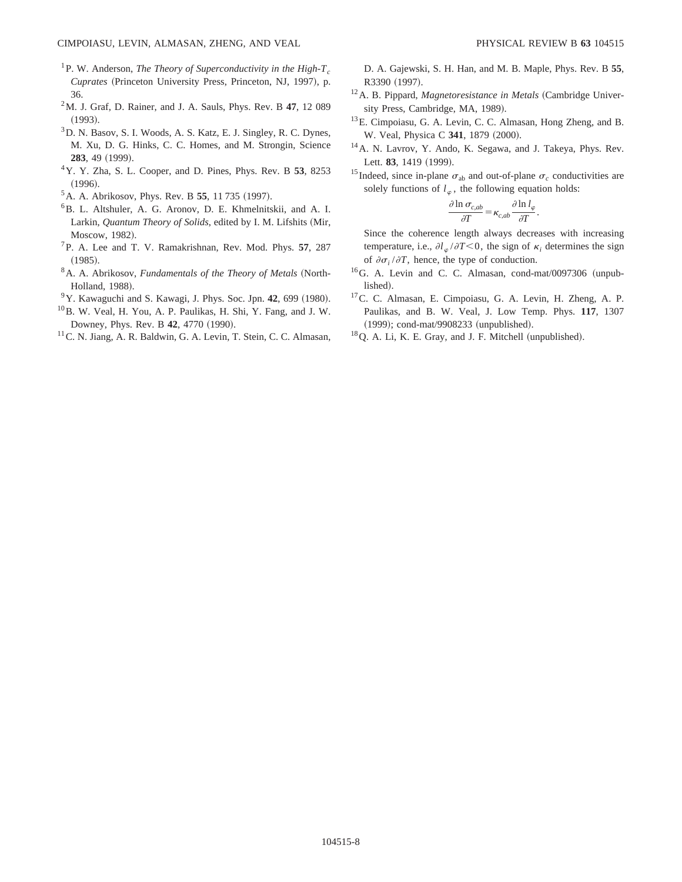[1] P. W. Anderson, *The Theory of Superconductivity in the High-$T_c$ Cuprates* (Princeton University Press, Princeton, NJ, 1997), p. 36.

[2] M. J. Graf, D. Rainer, and J. A. Sauls, Phys. Rev. B **47**, 12 089 (1993).

[3] D. N. Basov, S. I. Woods, A. S. Katz, E. J. Singley, R. C. Dynes, M. Xu, D. G. Hinks, C. C. Homes, and M. Strongin, Science **283**, 49 (1999).

[4] Y. Y. Zha, S. L. Cooper, and D. Pines, Phys. Rev. B **53**, 8253 (1996).

[5] A. A. Abrikosov, Phys. Rev. B **55**, 11 735 (1997).

[6] B. L. Altshuler, A. G. Aronov, D. E. Khmelnitskii, and A. I. Larkin, *Quantum Theory of Solids*, edited by I. M. Lifshits (Mir, Moscow, 1982).

[7] P. A. Lee and T. V. Ramakrishnan, Rev. Mod. Phys. **57**, 287 (1985).

[8] A. A. Abrikosov, *Fundamentals of the Theory of Metals* (North-Holland, 1988).

[9] Y. Kawaguchi and S. Kawagi, J. Phys. Soc. Jpn. **42**, 699 (1980).

[10] B. W. Veal, H. You, A. P. Paulikas, H. Shi, Y. Fang, and J. W. Downey, Phys. Rev. B **42**, 4770 (1990).

[11] C. N. Jiang, A. R. Baldwin, G. A. Levin, T. Stein, C. C. Almasan, D. A. Gajewski, S. H. Han, and M. B. Maple, Phys. Rev. B **55**, R3390 (1997).

[12] A. B. Pippard, *Magnetoresistance in Metals* (Cambridge University Press, Cambridge, MA, 1989).

[13] E. Cimpoiasu, G. A. Levin, C. C. Almasan, Hong Zheng, and B. W. Veal, Physica C **341**, 1879 (2000).

[14] A. N. Lavrov, Y. Ando, K. Segawa, and J. Takeya, Phys. Rev. Lett. **83**, 1419 (1999).

[15] Indeed, since in-plane $\sigma_{ab}$ and out-of-plane $\sigma_c$ conductivities are solely functions of $l_\varphi$, the following equation holds:

$$\frac{\partial \ln \sigma_{c,ab}}{\partial T} = \kappa_{c,ab} \frac{\partial \ln l_\varphi}{\partial T}.$$

Since the coherence length always decreases with increasing temperature, i.e., $\partial l_\varphi / \partial T < 0$, the sign of $\kappa_i$ determines the sign of $\partial \sigma_i / \partial T$, hence, the type of conduction.

[16] G. A. Levin and C. C. Almasan, cond-mat/0097306 (unpublished).

[17] C. C. Almasan, E. Cimpoiasu, G. A. Levin, H. Zheng, A. P. Paulikas, and B. W. Veal, J. Low Temp. Phys. **117**, 1307 (1999); cond-mat/9908233 (unpublished).

[18] Q. A. Li, K. E. Gray, and J. F. Mitchell (unpublished).